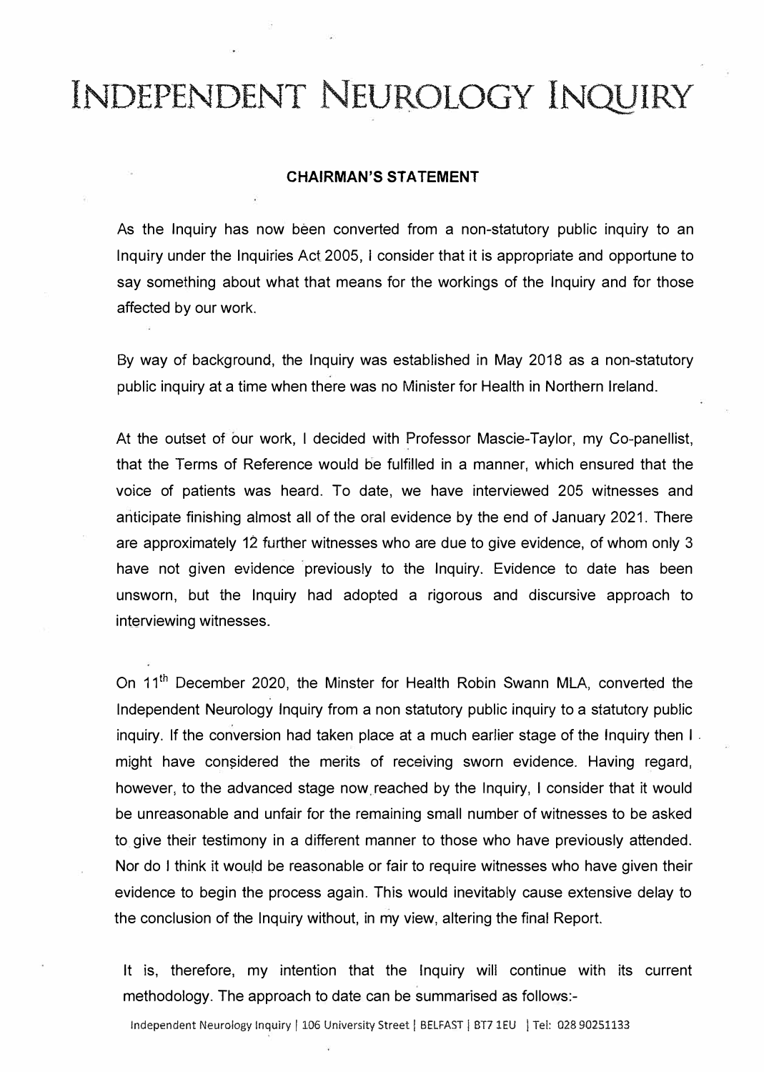# INDEPENDENT NEUROLOGY INQUIRY

## CHAIRMAN'S STATEMENT

As the Inquiry has now been converted from a non-statutory public inquiry to an Inquiry under the Inquiries Act 2005, I consider that it is appropriate and opportune to say something about what that means for the workings of the Inquiry and for those affected by our work.

By way of background, the Inquiry was established in May 2018 as a non-statutory public inquiry at a time when there was no Minister for Health in Northern Ireland.

At the outset of our work, I decided with Professor Mascie-Taylor, my Co-panellist, that the Terms of Reference would be fulfilled in a manner, which ensured that the voice of patients was heard. To date, we have interviewed 205 witnesses and anticipate finishing almost all of the oral evidence by the end of January 2021. There are approximately 12 further witnesses who are due to give evidence, of whom only 3 have not given evidence previously to the Inquiry. Evidence to date has been unsworn, but the Inquiry had adopted a rigorous and discursive approach to interviewing witnesses.

On 11th December 2020, the Minster for Health Robin Swann MLA, converted the Independent Neurology Inquiry from a non statutory public inquiry to a statutory public inquiry. If the conversion had taken place at a much earlier stage of the Inquiry then I might have considered the merits of receiving sworn evidence. Having regard, however, to the advanced stage now reached by the Inquiry, I consider that it would be unreasonable and unfair for the remaining small number of witnesses to be asked to give their testimony in a different manner to those who have previously attended. Nor do I think it would be reasonable or fair to require witnesses who have given their evidence to begin the process again. This would inevitably cause extensive delay to the conclusion of the Inquiry without, in my view, altering the final Report.

It is, therefore, my intention that the Inquiry will continue with its current methodology. The approach to date can be summarised as follows:-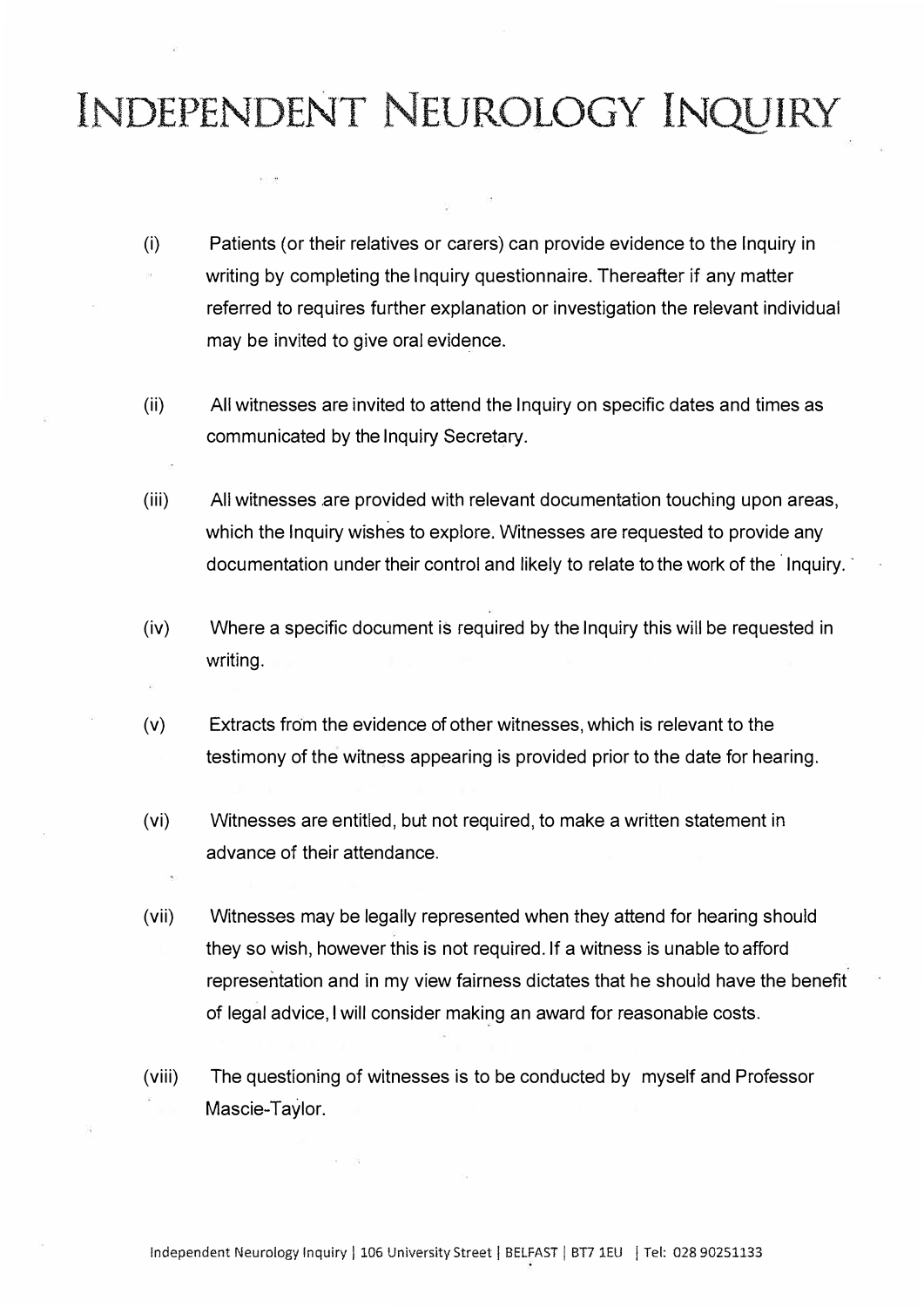# INDEPENDENT NEUROLOGY INQUIRY

(i) Patients (or their relatives or carers) can provide evidence to the Inquiry in writing by completing the Inquiry questionnaire. Thereafter if any matter referred to requires further explanation or investigation the relevant individual may be invited to give oral evidence.

(ii) All witnesses are invited to attend the Inquiry on specific dates and times as communicated by the Inquiry Secretary.

(iii) All witnesses are provided with relevant documentation touching upon areas, which the Inquiry wishes to explore. Witnesses are requested to provide any documentation under their control and likely to relate to the work of the Inquiry.

(iv) Where a specific document is required by the Inquiry this will be requested in writing.

(v) Extracts from the evidence of other witnesses, which is relevant to the testimony of the witness appearing is provided prior to the date for hearing.

(vi) Witnesses are entitled, but not required, to make a written statement in advance of their attendance.

(vii) Witnesses may be legally represented when they attend for hearing should they so wish, however this is not required. If a witness is unable to afford representation and in my view fairness dictates that he should have the benefit of legal advice, I will consider making an award for reasonable costs.

(viii) The questioning of witnesses is to be conducted by myself and Professor Mascie-Taylor.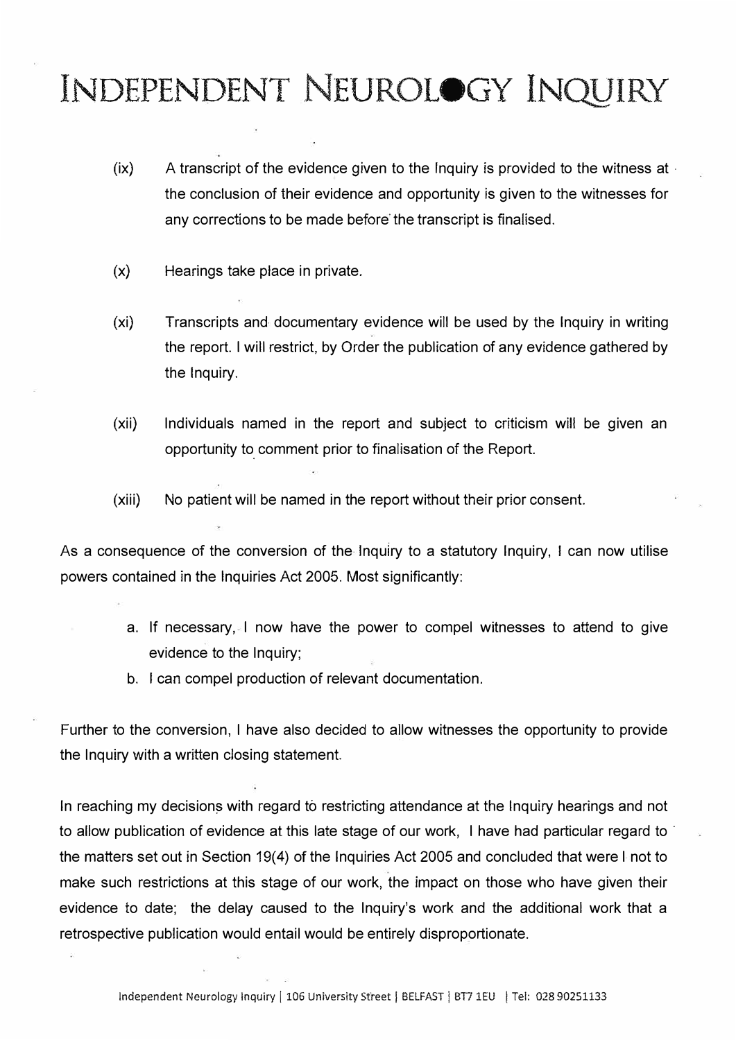(ix) A transcript of the evidence given to the Inquiry is provided to the witness at the conclusion of their evidence and opportunity is given to the witnesses for any corrections to be made before the transcript is finalised.

(x) Hearings take place in private.

(xi) Transcripts and documentary evidence will be used by the Inquiry in writing the report. I will restrict, by Order the publication of any evidence gathered by the Inquiry.

(xii) Individuals named in the report and subject to criticism will be given an opportunity to comment prior to finalisation of the Report.

(xiii) No patient will be named in the report without their prior consent.

As a consequence of the conversion of the Inquiry to a statutory Inquiry, I can now utilise powers contained in the Inquiries Act 2005. Most significantly:

a. If necessary, I now have the power to compel witnesses to attend to give evidence to the Inquiry;
b. I can compel production of relevant documentation.

Further to the conversion, I have also decided to allow witnesses the opportunity to provide the Inquiry with a written closing statement.

In reaching my decisions with regard to restricting attendance at the Inquiry hearings and not to allow publication of evidence at this late stage of our work, I have had particular regard to the matters set out in Section 19(4) of the Inquiries Act 2005 and concluded that were I not to make such restrictions at this stage of our work, the impact on those who have given their evidence to date; the delay caused to the Inquiry's work and the additional work that a retrospective publication would entail would be entirely disproportionate.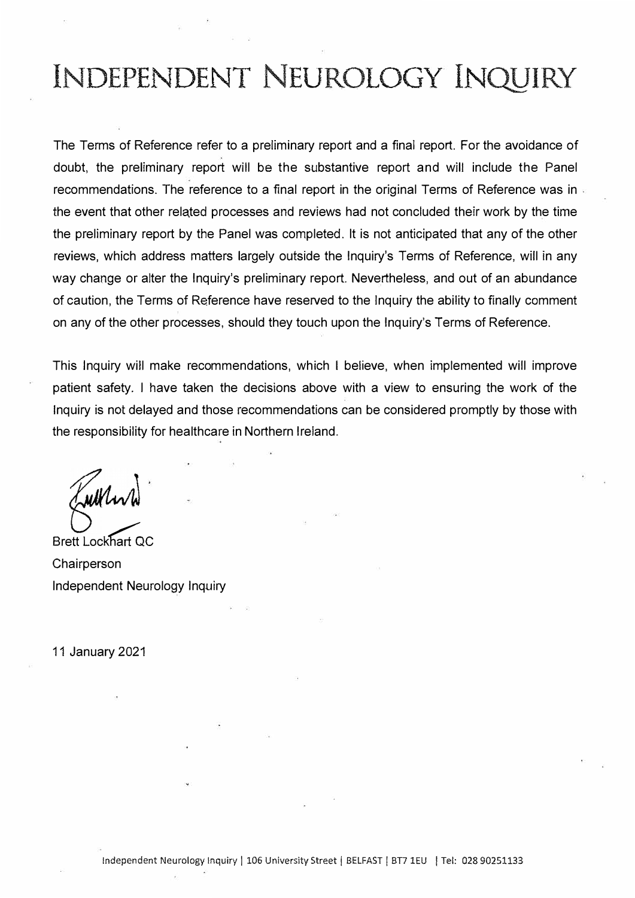# INDEPENDENT NEUROLOGY INQUIRY

The Terms of Reference refer to a preliminary report and a final report. For the avoidance of doubt, the preliminary report will be the substantive report and will include the Panel recommendations. The reference to a final report in the original Terms of Reference was in the event that other related processes and reviews had not concluded their work by the time the preliminary report by the Panel was completed. It is not anticipated that any of the other reviews, which address matters largely outside the Inquiry's Terms of Reference, will in any way change or alter the Inquiry's preliminary report. Nevertheless, and out of an abundance of caution, the Terms of Reference have reserved to the Inquiry the ability to finally comment on any of the other processes, should they touch upon the Inquiry's Terms of Reference.

This Inquiry will make recommendations, which I believe, when implemented will improve patient safety. I have taken the decisions above with a view to ensuring the work of the Inquiry is not delayed and those recommendations can be considered promptly by those with the responsibility for healthcare in Northern Ireland.

Brett Lockhart QC
Chairperson
Independent Neurology Inquiry

11 January 2021

Independent Neurology Inquiry | 106 University Street | BELFAST | BT7 1EU | Tel: 028 90251133